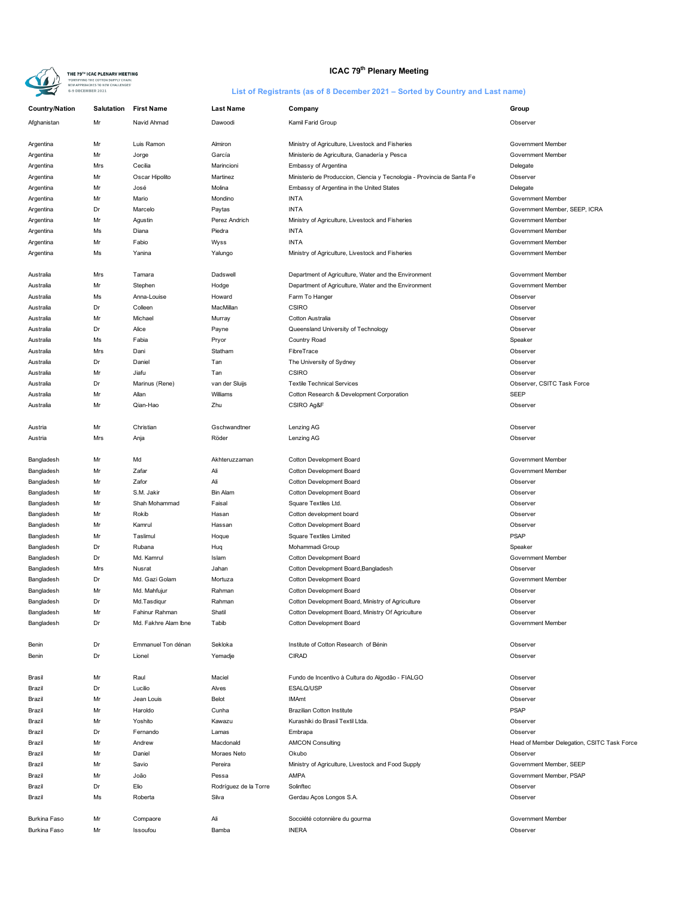# ICAC 79th Plenary Meeting

## List of Registrants (as of 8 December 2021 – Sorted by Country and Last name)

| Country/Nation | Salutation | First Name | Last Name | Company | Group |
|---|---|---|---|---|---|
| Afghanistan | Mr | Navid Ahmad | Dawoodi | Kamil Farid Group | Observer |
| Argentina | Mr | Luis Ramon | Almiron | Ministry of Agriculture, Livestock and Fisheries | Government Member |
| Argentina | Mr | Jorge | García | Ministerio de Agricultura, Ganadería y Pesca | Government Member |
| Argentina | Mrs | Cecilia | Marincioni | Embassy of Argentina | Delegate |
| Argentina | Mr | Oscar Hipolito | Martinez | Ministerio de Produccion, Ciencia y Tecnologia - Provincia de Santa Fe | Observer |
| Argentina | Mr | José | Molina | Embassy of Argentina in the United States | Delegate |
| Argentina | Mr | Mario | Mondino | INTA | Government Member |
| Argentina | Dr | Marcelo | Paytas | INTA | Government Member, SEEP, ICRA |
| Argentina | Mr | Agustin | Perez Andrich | Ministry of Agriculture, Livestock and Fisheries | Government Member |
| Argentina | Ms | Diana | Piedra | INTA | Government Member |
| Argentina | Mr | Fabio | Wyss | INTA | Government Member |
| Argentina | Ms | Yanina | Yalungo | Ministry of Agriculture, Livestock and Fisheries | Government Member |
| Australia | Mrs | Tamara | Dadswell | Department of Agriculture, Water and the Environment | Government Member |
| Australia | Mr | Stephen | Hodge | Department of Agriculture, Water and the Environment | Government Member |
| Australia | Ms | Anna-Louise | Howard | Farm To Hanger | Observer |
| Australia | Dr | Colleen | MacMillan | CSIRO | Observer |
| Australia | Mr | Michael | Murray | Cotton Australia | Observer |
| Australia | Dr | Alice | Payne | Queensland University of Technology | Observer |
| Australia | Ms | Fabia | Pryor | Country Road | Speaker |
| Australia | Mrs | Dani | Statham | FibreTrace | Observer |
| Australia | Dr | Daniel | Tan | The University of Sydney | Observer |
| Australia | Mr | Jiafu | Tan | CSIRO | Observer |
| Australia | Dr | Marinus (Rene) | van der Sluijs | Textile Technical Services | Observer, CSITC Task Force |
| Australia | Mr | Allan | Williams | Cotton Research & Development Corporation | SEEP |
| Australia | Mr | Qian-Hao | Zhu | CSIRO Ag&F | Observer |
| Austria | Mr | Christian | Gschwandtner | Lenzing AG | Observer |
| Austria | Mrs | Anja | Röder | Lenzing AG | Observer |
| Bangladesh | Mr | Md | Akhteruzzaman | Cotton Development Board | Government Member |
| Bangladesh | Mr | Zafar | Ali | Cotton Development Board | Government Member |
| Bangladesh | Mr | Zafor | Ali | Cotton Development Board | Observer |
| Bangladesh | Mr | S.M. Jakir | Bin Alam | Cotton Development Board | Observer |
| Bangladesh | Mr | Shah Mohammad | Faisal | Square Textiles Ltd. | Observer |
| Bangladesh | Mr | Rokib | Hasan | Cotton development board | Observer |
| Bangladesh | Mr | Kamrul | Hassan | Cotton Development Board | Observer |
| Bangladesh | Mr | Taslimul | Hoque | Square Textiles Limited | PSAP |
| Bangladesh | Dr | Rubana | Huq | Mohammadi Group | Speaker |
| Bangladesh | Dr | Md. Kamrul | Islam | Cotton Development Board | Government Member |
| Bangladesh | Mrs | Nusrat | Jahan | Cotton Development Board,Bangladesh | Observer |
| Bangladesh | Dr | Md. Gazi Golam | Mortuza | Cotton Development Board | Government Member |
| Bangladesh | Mr | Md. Mahfujur | Rahman | Cotton Development Board | Observer |
| Bangladesh | Dr | Md.Tasdiqur | Rahman | Cotton Development Board, Ministry of Agriculture | Observer |
| Bangladesh | Mr | Fahinur Rahman | Shatil | Cotton Development Board, Ministry Of Agriculture | Observer |
| Bangladesh | Dr | Md. Fakhre Alam Ibne | Tabib | Cotton Development Board | Government Member |
| Benin | Dr | Emmanuel Ton dénan | Sekloka | Institute of Cotton Research of Bénin | Observer |
| Benin | Dr | Lionel | Yemadje | CIRAD | Observer |
| Brasil | Mr | Raul | Maciel | Fundo de Incentivo à Cultura do Algodão - FIALGO | Observer |
| Brazil | Dr | Lucilio | Alves | ESALQ/USP | Observer |
| Brazil | Mr | Jean Louis | Belot | IMAmt | Observer |
| Brazil | Mr | Haroldo | Cunha | Brazilian Cotton Institute | PSAP |
| Brazil | Mr | Yoshito | Kawazu | Kurashiki do Brasil Textil Ltda. | Observer |
| Brazil | Dr | Fernando | Lamas | Embrapa | Observer |
| Brazil | Mr | Andrew | Macdonald | AMCON Consulting | Head of Member Delegation, CSITC Task Force |
| Brazil | Mr | Daniel | Moraes Neto | Okubo | Observer |
| Brazil | Mr | Savio | Pereira | Ministry of Agriculture, Livestock and Food Supply | Government Member, SEEP |
| Brazil | Mr | João | Pessa | AMPA | Government Member, PSAP |
| Brazil | Dr | Elio | Rodríguez de la Torre | Solinftec | Observer |
| Brazil | Ms | Roberta | Silva | Gerdau Aços Longos S.A. | Observer |
| Burkina Faso | Mr | Compaore | Ali | Socoiété cotonnière du gourma | Government Member |
| Burkina Faso | Mr | Issoufou | Bamba | INERA | Observer |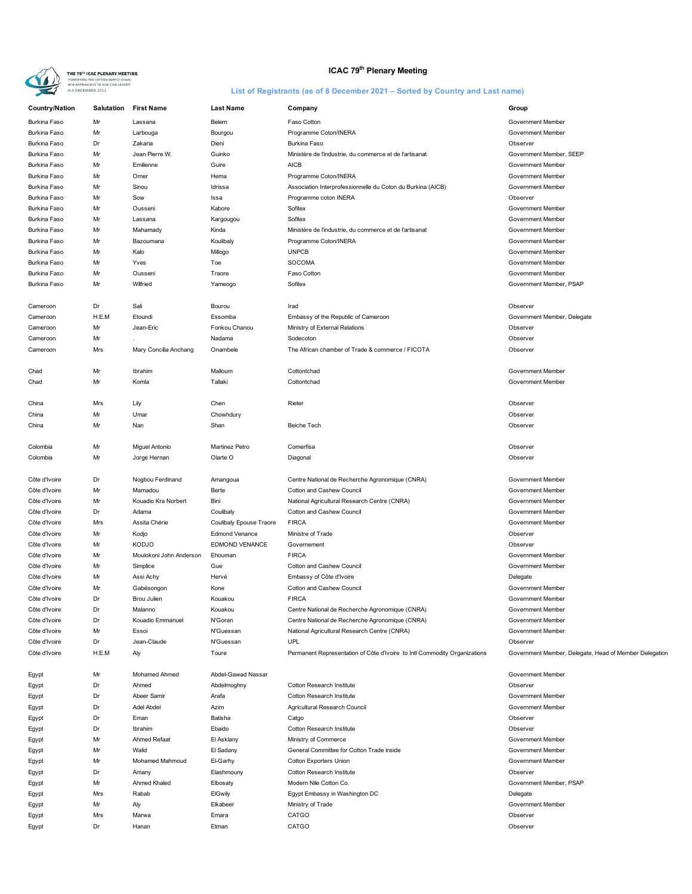# ICAC 79th Plenary Meeting

## List of Registrants (as of 8 December 2021 – Sorted by Country and Last name)

| Country/Nation | Salutation | First Name | Last Name | Company | Group |
|---|---|---|---|---|---|
| Burkina Faso | Mr | Lassana | Belem | Faso Cotton | Government Member |
| Burkina Faso | Mr | Larbouga | Bourgou | Programme Coton/INERA | Government Member |
| Burkina Faso | Dr | Zakaria | Dieni | Burkina Faso | Observer |
| Burkina Faso | Mr | Jean Pierre W. | Guinko | Ministère de l'industrie, du commerce et de l'artisanat | Government Member, SEEP |
| Burkina Faso | Mr | Emilienne | Guire | AICB | Government Member |
| Burkina Faso | Mr | Omer | Hema | Programme Coton/INERA | Government Member |
| Burkina Faso | Mr | Sinou | Idrissa | Association Interprofessionnelle du Coton du Burkina (AICB) | Government Member |
| Burkina Faso | Mr | Sow | Issa | Programme coton INERA | Observer |
| Burkina Faso | Mr | Ousseni | Kabore | Sofitex | Government Member |
| Burkina Faso | Mr | Lassana | Kargougou | Sofitex | Government Member |
| Burkina Faso | Mr | Mahamady | Kinda | Ministère de l'industrie, du commerce et de l'artisanat | Government Member |
| Burkina Faso | Mr | Bazoumana | Koulibaly | Programme Coton/INERA | Government Member |
| Burkina Faso | Mr | Kalo | Millogo | UNPCB | Government Member |
| Burkina Faso | Mr | Yves | Toe | SOCOMA | Government Member |
| Burkina Faso | Mr | Ousseni | Traore | Faso Cotton | Government Member |
| Burkina Faso | Mr | Wilfried | Yameogo | Sofitex | Government Member, PSAP |
| Cameroon | Dr | Sali | Bourou | Irad | Observer |
| Cameroon | H.E.M | Etoundi | Essomba | Embassy of the Republic of Cameroon | Government Member, Delegate |
| Cameroon | Mr | Jean-Eric | Fonkou Chanou | Ministry of External Relations | Observer |
| Cameroon | Mr | . | Nadama | Sodecoton | Observer |
| Cameroon | Mrs | Mary Concilia Anchang | Onambele | The African chamber of Trade & commerce / FICOTA | Observer |
| Chad | Mr | Ibrahim | Malloum | Cottontchad | Government Member |
| Chad | Mr | Komla | Tallaki | Cottontchad | Government Member |
| China | Mrs | Lily | Chen | Rieter | Observer |
| China | Mr | Umar | Chowhdury | | Observer |
| China | Mr | Nan | Shan | Beiche Tech | Observer |
| Colombia | Mr | Miguel Antonio | Martinez Petro | Comerfisa | Observer |
| Colombia | Mr | Jorge Hernan | Olarte O | Diagonal | Observer |
| Côte d'Ivoire | Dr | Nogbou Ferdinand | Amangoua | Centre National de Recherche Agronomique (CNRA) | Government Member |
| Côte d'Ivoire | Mr | Mamadou | Berte | Cotton and Cashew Council | Government Member |
| Côte d'Ivoire | Mr | Kouadio Kra Norbert | Bini | National Agricultural Research Centre (CNRA) | Government Member |
| Côte d'Ivoire | Dr | Adama | Coulibaly | Cotton and Cashew Council | Government Member |
| Côte d'Ivoire | Mrs | Assita Chérie | Coulibaly Epouse Traore | FIRCA | Government Member |
| Côte d'Ivoire | Mr | Kodjo | Edmond Venance | Ministre of Trade | Observer |
| Côte d'Ivoire | Mr | KODJO | EDMOND VENANCE | Governement | Observer |
| Côte d'Ivoire | Mr | Moulokoni John Anderson | Ehouman | FIRCA | Government Member |
| Côte d'Ivoire | Mr | Simplice | Gue | Cotton and Cashew Council | Government Member |
| Côte d'Ivoire | Mr | Assi Achy | Hervé | Embassy of Côte d'Ivoire | Delegate |
| Côte d'Ivoire | Mr | Gabésongon | Kone | Cotton and Cashew Council | Government Member |
| Côte d'Ivoire | Dr | Brou Julien | Kouakou | FIRCA | Government Member |
| Côte d'Ivoire | Dr | Malanno | Kouakou | Centre National de Recherche Agronomique (CNRA) | Government Member |
| Côte d'Ivoire | Dr | Kouadio Emmanuel | N'Goran | Centre National de Recherche Agronomique (CNRA) | Government Member |
| Côte d'Ivoire | Mr | Essoi | N'Guessan | National Agricultural Research Centre (CNRA) | Government Member |
| Côte d'Ivoire | Dr | Jean-Claude | N'Guessan | UPL | Observer |
| Côte d'Ivoire | H.E.M | Aly | Toure | Permanent Representation of Côte d'Ivoire to Intl Commodity Organizations | Government Member, Delegate, Head of Member Delegation |
| Egypt | Mr | Mohamed Ahmed | Abdel-Gawad Nassar | | Government Member |
| Egypt | Dr | Ahmed | Abdelmoghny | Cotton Research Institute | Observer |
| Egypt | Dr | Abeer Samir | Arafa | Cotton Research Institute | Government Member |
| Egypt | Dr | Adel Abdel | Azim | Agricultural Research Council | Government Member |
| Egypt | Dr | Eman | Batisha | Catgo | Observer |
| Egypt | Dr | Ibrahim | Ebaido | Cotton Research Institute | Observer |
| Egypt | Mr | Ahmed Refaat | El Asklany | Ministry of Commerce | Government Member |
| Egypt | Mr | Walid | El Sadany | General Committee for Cotton Trade inside | Government Member |
| Egypt | Mr | Mohamed Mahmoud | El-Garhy | Cotton Exporters Union | Government Member |
| Egypt | Dr | Amany | Elashmouny | Cotton Research Institute | Observer |
| Egypt | Mr | Ahmed Khaled | Elbosaty | Modern Nile Cotton Co. | Government Member, PSAP |
| Egypt | Mrs | Rabab | ElGwily | Egypt Embassy in Washington DC | Delegate |
| Egypt | Mr | Aly | Elkabeer | Ministry of Trade | Government Member |
| Egypt | Mrs | Marwa | Emara | CATGO | Observer |
| Egypt | Dr | Hanan | Etman | CATGO | Observer |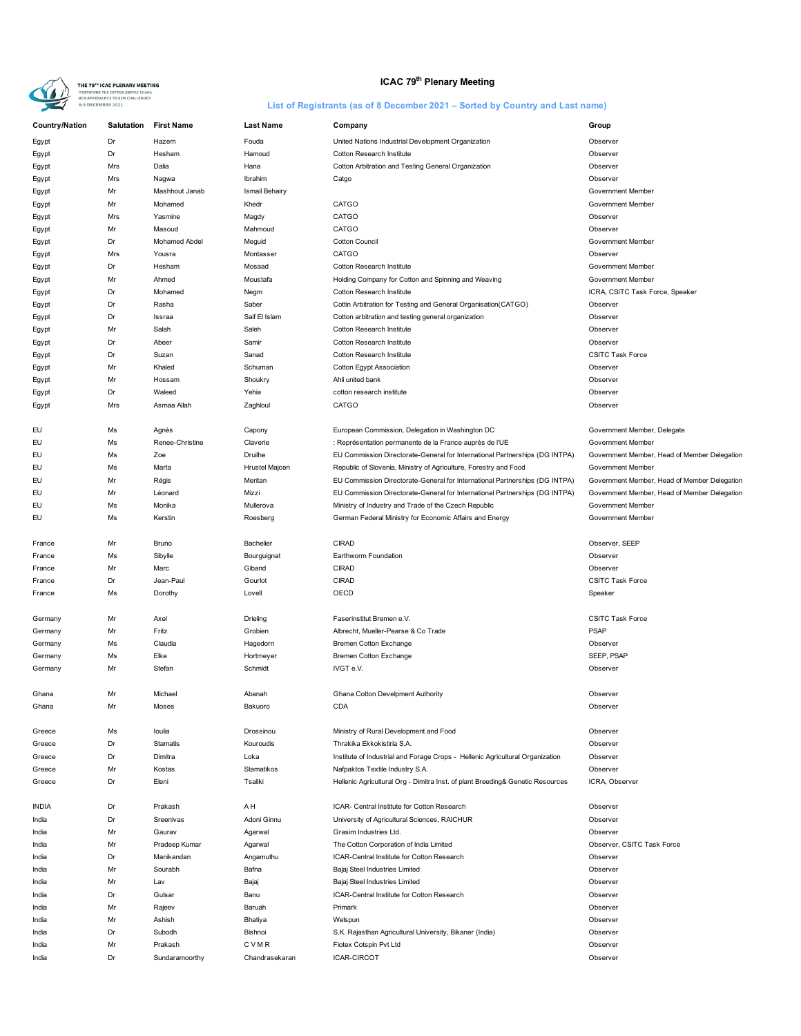# ICAC 79th Plenary Meeting

## List of Registrants (as of 8 December 2021 – Sorted by Country and Last name)

| Country/Nation | Salutation | First Name | Last Name | Company | Group |
|---|---|---|---|---|---|
| Egypt | Dr | Hazem | Fouda | United Nations Industrial Development Organization | Observer |
| Egypt | Dr | Hesham | Hamoud | Cotton Research Institute | Observer |
| Egypt | Mrs | Dalia | Hana | Cotton Arbitration and Testing General Organization | Observer |
| Egypt | Mrs | Nagwa | Ibrahim | Catgo | Observer |
| Egypt | Mr | Mashhout Janab | Ismail Behairy | | Government Member |
| Egypt | Mr | Mohamed | Khedr | CATGO | Government Member |
| Egypt | Mrs | Yasmine | Magdy | CATGO | Observer |
| Egypt | Mr | Masoud | Mahmoud | CATGO | Observer |
| Egypt | Dr | Mohamed Abdel | Meguid | Cotton Council | Government Member |
| Egypt | Mrs | Yousra | Montasser | CATGO | Observer |
| Egypt | Dr | Hesham | Mosaad | Cotton Research Institute | Government Member |
| Egypt | Mr | Ahmed | Moustafa | Holding Company for Cotton and Spinning and Weaving | Government Member |
| Egypt | Dr | Mohamed | Negm | Cotton Research Institute | ICRA, CSITC Task Force, Speaker |
| Egypt | Dr | Rasha | Saber | Cottin Arbitration for Testing and General Organisation(CATGO) | Observer |
| Egypt | Dr | Issraa | Saif El Islam | Cotton arbitration and testing general organization | Observer |
| Egypt | Mr | Salah | Saleh | Cotton Research Institute | Observer |
| Egypt | Dr | Abeer | Samir | Cotton Research Institute | Observer |
| Egypt | Dr | Suzan | Sanad | Cotton Research Institute | CSITC Task Force |
| Egypt | Mr | Khaled | Schuman | Cotton Egypt Association | Observer |
| Egypt | Mr | Hossam | Shoukry | Ahli united bank | Observer |
| Egypt | Dr | Waleed | Yehia | cotton research institute | Observer |
| Egypt | Mrs | Asmaa Allah | Zaghloul | CATGO | Observer |
| EU | Ms | Agnès | Capony | European Commission, Delegation in Washington DC | Government Member, Delegate |
| EU | Ms | Renee-Christine | Claverie | : Représentation permanente de la France auprès de l'UE | Government Member |
| EU | Ms | Zoe | Druilhe | EU Commission Directorate-General for International Partnerships (DG INTPA) | Government Member, Head of Member Delegation |
| EU | Ms | Marta | Hrustel Majcen | Republic of Slovenia, Ministry of Agriculture, Forestry and Food | Government Member |
| EU | Mr | Régis | Meritan | EU Commission Directorate-General for International Partnerships (DG INTPA) | Government Member, Head of Member Delegation |
| EU | Mr | Léonard | Mizzi | EU Commission Directorate-General for International Partnerships (DG INTPA) | Government Member, Head of Member Delegation |
| EU | Ms | Monika | Mullerova | Ministry of Industry and Trade of the Czech Republic | Government Member |
| EU | Ms | Kerstin | Roesberg | German Federal Ministry for Economic Affairs and Energy | Government Member |
| France | Mr | Bruno | Bachelier | CIRAD | Observer, SEEP |
| France | Ms | Sibylle | Bourguignat | Earthworm Foundation | Observer |
| France | Mr | Marc | Giband | CIRAD | Observer |
| France | Dr | Jean-Paul | Gourlot | CIRAD | CSITC Task Force |
| France | Ms | Dorothy | Lovell | OECD | Speaker |
| Germany | Mr | Axel | Drieling | Faserinstitut Bremen e.V. | CSITC Task Force |
| Germany | Mr | Fritz | Grobien | Albrecht, Mueller-Pearse & Co Trade | PSAP |
| Germany | Ms | Claudia | Hagedorn | Bremen Cotton Exchange | Observer |
| Germany | Ms | Elke | Hortmeyer | Bremen Cotton Exchange | SEEP, PSAP |
| Germany | Mr | Stefan | Schmidt | IVGT e.V. | Observer |
| Ghana | Mr | Michael | Abanah | Ghana Cotton Develpment Authority | Observer |
| Ghana | Mr | Moses | Bakuoro | CDA | Observer |
| Greece | Ms | Ioulia | Drossinou | Ministry of Rural Development and Food | Observer |
| Greece | Dr | Stamatis | Kouroudis | Thrakika Ekkokistiria S.A. | Observer |
| Greece | Dr | Dimitra | Loka | Institute of Industrial and Forage Crops - Hellenic Agricultural Organization | Observer |
| Greece | Mr | Kostas | Stamatikos | Nafpaktos Textile Industry S.A. | Observer |
| Greece | Dr | Eleni | Tsaliki | Hellenic Agricultural Org - Dimitra Inst. of plant Breeding& Genetic Resources | ICRA, Observer |
| INDIA | Dr | Prakash | A H | ICAR- Central Institute for Cotton Research | Observer |
| India | Dr | Sreenivas | Adoni Ginnu | University of Agricultural Sciences, RAICHUR | Observer |
| India | Mr | Gaurav | Agarwal | Grasim Industries Ltd. | Observer |
| India | Mr | Pradeep Kumar | Agarwal | The Cotton Corporation of India Limited | Observer, CSITC Task Force |
| India | Dr | Manikandan | Angamuthu | ICAR-Central Institute for Cotton Research | Observer |
| India | Mr | Sourabh | Bafna | Bajaj Steel Industries Limited | Observer |
| India | Mr | Lav | Bajaj | Bajaj Steel Industries Limited | Observer |
| India | Dr | Gulsar | Banu | ICAR-Central Institute for Cotton Research | Observer |
| India | Mr | Rajeev | Baruah | Primark | Observer |
| India | Mr | Ashish | Bhatiya | Welspun | Observer |
| India | Dr | Subodh | Bishnoi | S.K. Rajasthan Agricultural University, Bikaner (India) | Observer |
| India | Mr | Prakash | C V M R | Fiotex Cotspin Pvt Ltd | Observer |
| India | Dr | Sundaramoorthy | Chandrasekaran | ICAR-CIRCOT | Observer |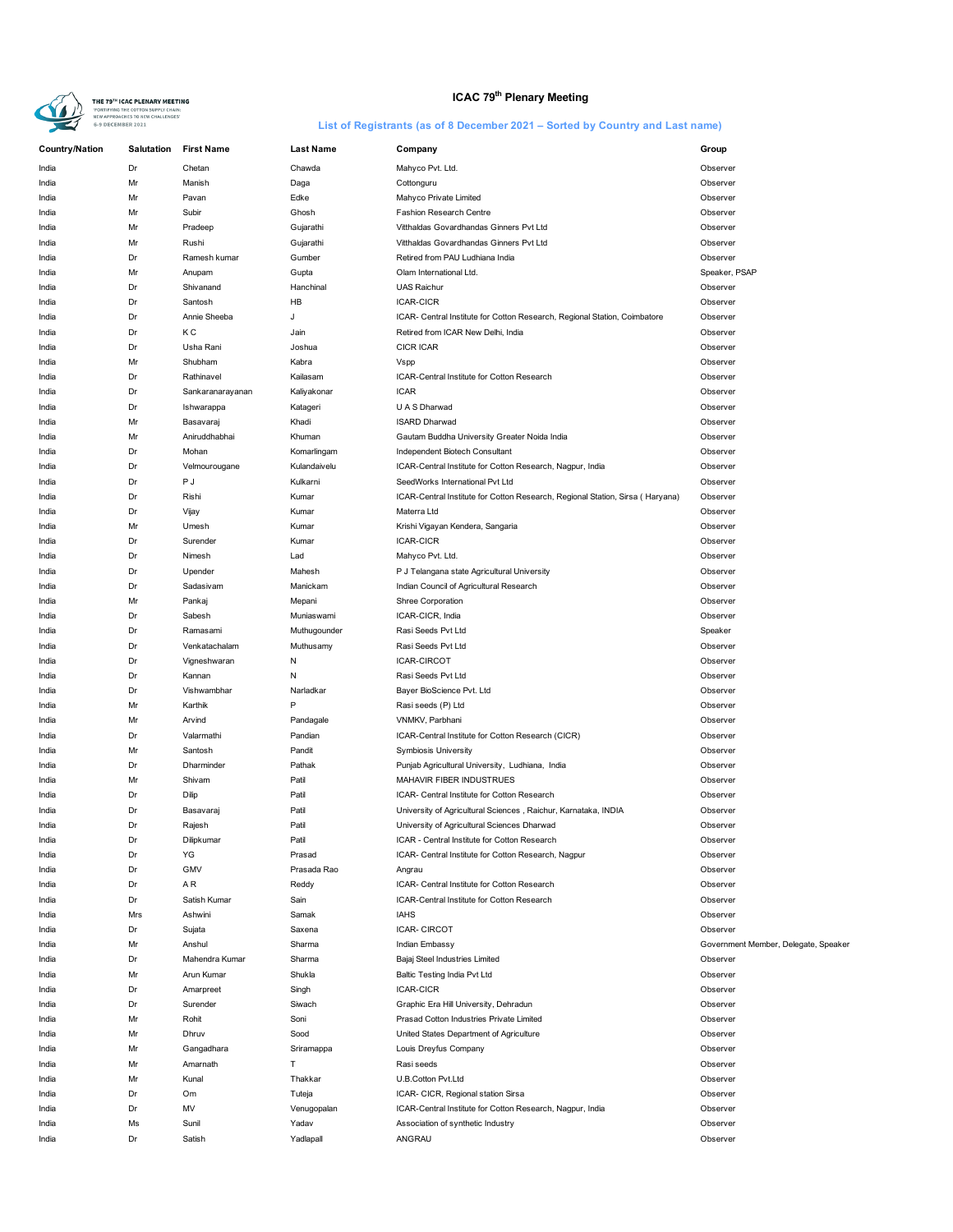# ICAC 79th Plenary Meeting

## List of Registrants (as of 8 December 2021 – Sorted by Country and Last name)

| Country/Nation | Salutation | First Name | Last Name | Company | Group |
|---|---|---|---|---|---|
| India | Dr | Chetan | Chawda | Mahyco Pvt. Ltd. | Observer |
| India | Mr | Manish | Daga | Cottonguru | Observer |
| India | Mr | Pavan | Edke | Mahyco Private Limited | Observer |
| India | Mr | Subir | Ghosh | Fashion Research Centre | Observer |
| India | Mr | Pradeep | Gujarathi | Vitthaldas Govardhandas Ginners Pvt Ltd | Observer |
| India | Mr | Rushi | Gujarathi | Vitthaldas Govardhandas Ginners Pvt Ltd | Observer |
| India | Dr | Ramesh kumar | Gumber | Retired from PAU Ludhiana India | Observer |
| India | Mr | Anupam | Gupta | Olam International Ltd. | Speaker, PSAP |
| India | Dr | Shivanand | Hanchinal | UAS Raichur | Observer |
| India | Dr | Santosh | HB | ICAR-CICR | Observer |
| India | Dr | Annie Sheeba | J | ICAR- Central Institute for Cotton Research, Regional Station, Coimbatore | Observer |
| India | Dr | K C | Jain | Retired from ICAR New Delhi, India | Observer |
| India | Dr | Usha Rani | Joshua | CICR ICAR | Observer |
| India | Mr | Shubham | Kabra | Vspp | Observer |
| India | Dr | Rathinavel | Kailasam | ICAR-Central Institute for Cotton Research | Observer |
| India | Dr | Sankaranarayanan | Kaliyakonar | ICAR | Observer |
| India | Dr | Ishwarappa | Katageri | U A S Dharwad | Observer |
| India | Mr | Basavaraj | Khadi | ISARD Dharwad | Observer |
| India | Mr | Aniruddhabhai | Khuman | Gautam Buddha University Greater Noida India | Observer |
| India | Dr | Mohan | Komarlingam | Independent Biotech Consultant | Observer |
| India | Dr | Velmourougane | Kulandaivelu | ICAR-Central Institute for Cotton Research, Nagpur, India | Observer |
| India | Dr | P J | Kulkarni | SeedWorks International Pvt Ltd | Observer |
| India | Dr | Rishi | Kumar | ICAR-Central Institute for Cotton Research, Regional Station, Sirsa ( Haryana) | Observer |
| India | Dr | Vijay | Kumar | Materra Ltd | Observer |
| India | Mr | Umesh | Kumar | Krishi Vigayan Kendera, Sangaria | Observer |
| India | Dr | Surender | Kumar | ICAR-CICR | Observer |
| India | Dr | Nimesh | Lad | Mahyco Pvt. Ltd. | Observer |
| India | Dr | Upender | Mahesh | P J Telangana state Agricultural University | Observer |
| India | Dr | Sadasivam | Manickam | Indian Council of Agricultural Research | Observer |
| India | Mr | Pankaj | Mepani | Shree Corporation | Observer |
| India | Dr | Sabesh | Muniaswami | ICAR-CICR, India | Observer |
| India | Dr | Ramasami | Muthugounder | Rasi Seeds Pvt Ltd | Speaker |
| India | Dr | Venkatachalam | Muthusamy | Rasi Seeds Pvt Ltd | Observer |
| India | Dr | Vigneshwaran | N | ICAR-CIRCOT | Observer |
| India | Dr | Kannan | N | Rasi Seeds Pvt Ltd | Observer |
| India | Dr | Vishwambhar | Narladkar | Bayer BioScience Pvt. Ltd | Observer |
| India | Mr | Karthik | P | Rasi seeds (P) Ltd | Observer |
| India | Mr | Arvind | Pandagale | VNMKV, Parbhani | Observer |
| India | Dr | Valarmathi | Pandian | ICAR-Central Institute for Cotton Research (CICR) | Observer |
| India | Mr | Santosh | Pandit | Symbiosis University | Observer |
| India | Dr | Dharminder | Pathak | Punjab Agricultural University, Ludhiana, India | Observer |
| India | Mr | Shivam | Patil | MAHAVIR FIBER INDUSTRUES | Observer |
| India | Dr | Dilip | Patil | ICAR- Central Institute for Cotton Research | Observer |
| India | Dr | Basavaraj | Patil | University of Agricultural Sciences , Raichur, Karnataka, INDIA | Observer |
| India | Dr | Rajesh | Patil | University of Agricultural Sciences Dharwad | Observer |
| India | Dr | Dilipkumar | Patil | ICAR - Central Institute for Cotton Research | Observer |
| India | Dr | YG | Prasad | ICAR- Central Institute for Cotton Research, Nagpur | Observer |
| India | Dr | GMV | Prasada Rao | Angrau | Observer |
| India | Dr | A R | Reddy | ICAR- Central Institute for Cotton Research | Observer |
| India | Dr | Satish Kumar | Sain | ICAR-Central Institute for Cotton Research | Observer |
| India | Mrs | Ashwini | Samak | IAHS | Observer |
| India | Dr | Sujata | Saxena | ICAR- CIRCOT | Observer |
| India | Mr | Anshul | Sharma | Indian Embassy | Government Member, Delegate, Speaker |
| India | Dr | Mahendra Kumar | Sharma | Bajaj Steel Industries Limited | Observer |
| India | Mr | Arun Kumar | Shukla | Baltic Testing India Pvt Ltd | Observer |
| India | Dr | Amarpreet | Singh | ICAR-CICR | Observer |
| India | Dr | Surender | Siwach | Graphic Era Hill University, Dehradun | Observer |
| India | Mr | Rohit | Soni | Prasad Cotton Industries Private Limited | Observer |
| India | Mr | Dhruv | Sood | United States Department of Agriculture | Observer |
| India | Mr | Gangadhara | Sriramappa | Louis Dreyfus Company | Observer |
| India | Mr | Amarnath | T | Rasi seeds | Observer |
| India | Mr | Kunal | Thakkar | U.B.Cotton Pvt.Ltd | Observer |
| India | Dr | Om | Tuteja | ICAR- CICR, Regional station Sirsa | Observer |
| India | Dr | MV | Venugopalan | ICAR-Central Institute for Cotton Research, Nagpur, India | Observer |
| India | Ms | Sunil | Yadav | Association of synthetic Industry | Observer |
| India | Dr | Satish | Yadlapall | ANGRAU | Observer |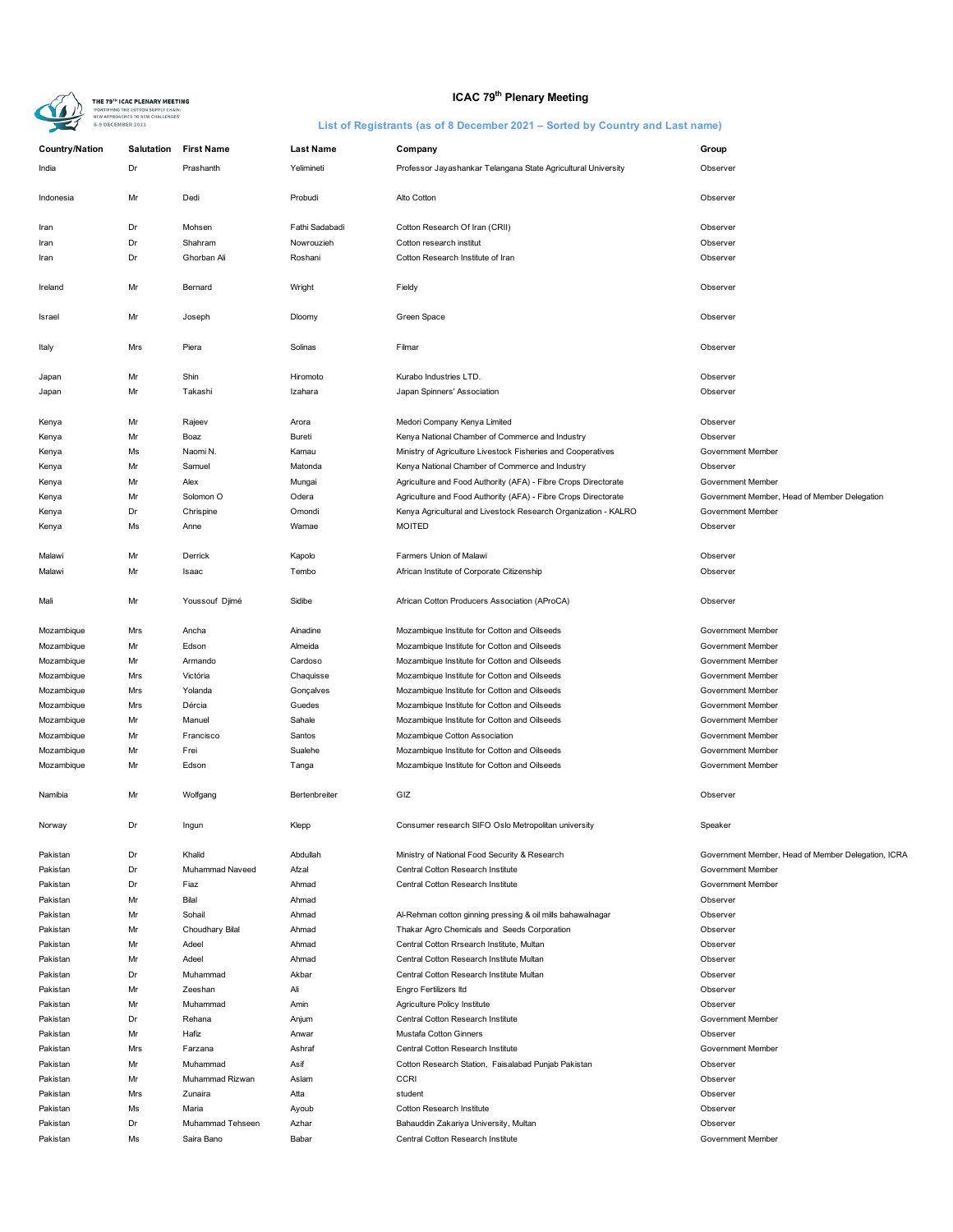# ICAC 79th Plenary Meeting

## List of Registrants (as of 8 December 2021 – Sorted by Country and Last name)

| Country/Nation | Salutation | First Name | Last Name | Company | Group |
|---|---|---|---|---|---|
| India | Dr | Prashanth | Yelimineti | Professor Jayashankar Telangana State Agricultural University | Observer |
| Indonesia | Mr | Dedi | Probudi | Alto Cotton | Observer |
| Iran | Dr | Mohsen | Fathi Sadabadi | Cotton Research Of Iran (CRII) | Observer |
| Iran | Dr | Shahram | Nowrouzieh | Cotton research institut | Observer |
| Iran | Dr | Ghorban Ali | Roshani | Cotton Research Institute of Iran | Observer |
| Ireland | Mr | Bernard | Wright | Fieldy | Observer |
| Israel | Mr | Joseph | Dloomy | Green Space | Observer |
| Italy | Mrs | Piera | Solinas | Filmar | Observer |
| Japan | Mr | Shin | Hiromoto | Kurabo Industries LTD. | Observer |
| Japan | Mr | Takashi | Izahara | Japan Spinners' Association | Observer |
| Kenya | Mr | Rajeev | Arora | Medori Company Kenya Limited | Observer |
| Kenya | Mr | Boaz | Bureti | Kenya National Chamber of Commerce and Industry | Observer |
| Kenya | Ms | Naomi N. | Kamau | Ministry of Agriculture Livestock Fisheries and Cooperatives | Government Member |
| Kenya | Mr | Samuel | Matonda | Kenya National Chamber of Commerce and Industry | Observer |
| Kenya | Mr | Alex | Mungai | Agriculture and Food Authority (AFA) - Fibre Crops Directorate | Government Member |
| Kenya | Mr | Solomon O | Odera | Agriculture and Food Authority (AFA) - Fibre Crops Directorate | Government Member, Head of Member Delegation |
| Kenya | Dr | Chrispine | Omondi | Kenya Agricultural and Livestock Research Organization - KALRO | Government Member |
| Kenya | Ms | Anne | Wamae | MOITED | Observer |
| Malawi | Mr | Derrick | Kapolo | Farmers Union of Malawi | Observer |
| Malawi | Mr | Isaac | Tembo | African Institute of Corporate Citizenship | Observer |
| Mali | Mr | Youssouf Djimé | Sidibe | African Cotton Producers Association (AProCA) | Observer |
| Mozambique | Mrs | Ancha | Ainadine | Mozambique Institute for Cotton and Oilseeds | Government Member |
| Mozambique | Mr | Edson | Almeida | Mozambique Institute for Cotton and Oilseeds | Government Member |
| Mozambique | Mr | Armando | Cardoso | Mozambique Institute for Cotton and Oilseeds | Government Member |
| Mozambique | Mrs | Victória | Chaquisse | Mozambique Institute for Cotton and Oilseeds | Government Member |
| Mozambique | Mrs | Yolanda | Gonçalves | Mozambique Institute for Cotton and Oilseeds | Government Member |
| Mozambique | Mrs | Dércia | Guedes | Mozambique Institute for Cotton and Oilseeds | Government Member |
| Mozambique | Mr | Manuel | Sahale | Mozambique Institute for Cotton and Oilseeds | Government Member |
| Mozambique | Mr | Francisco | Santos | Mozambique Cotton Association | Government Member |
| Mozambique | Mr | Frei | Sualehe | Mozambique Institute for Cotton and Oilseeds | Government Member |
| Mozambique | Mr | Edson | Tanga | Mozambique Institute for Cotton and Oilseeds | Government Member |
| Namibia | Mr | Wolfgang | Bertenbreiter | GIZ | Observer |
| Norway | Dr | Ingun | Klepp | Consumer research SIFO Oslo Metropolitan university | Speaker |
| Pakistan | Dr | Khalid | Abdullah | Ministry of National Food Security & Research | Government Member, Head of Member Delegation, ICRA |
| Pakistan | Dr | Muhammad Naveed | Afzal | Central Cotton Research Institute | Government Member |
| Pakistan | Dr | Fiaz | Ahmad | Central Cotton Research Institute | Government Member |
| Pakistan | Mr | Bilal | Ahmad | | Observer |
| Pakistan | Mr | Sohail | Ahmad | Al-Rehman cotton ginning pressing & oil mills bahawalnagar | Observer |
| Pakistan | Mr | Choudhary Bilal | Ahmad | Thakar Agro Chemicals and Seeds Corporation | Observer |
| Pakistan | Mr | Adeel | Ahmad | Central Cotton Rrsearch Institute, Multan | Observer |
| Pakistan | Mr | Adeel | Ahmad | Central Cotton Research Institute Multan | Observer |
| Pakistan | Dr | Muhammad | Akbar | Central Cotton Research Institute Multan | Observer |
| Pakistan | Mr | Zeeshan | Ali | Engro Fertilizers ltd | Observer |
| Pakistan | Mr | Muhammad | Amin | Agriculture Policy Institute | Observer |
| Pakistan | Dr | Rehana | Anjum | Central Cotton Research Institute | Government Member |
| Pakistan | Mr | Hafiz | Anwar | Mustafa Cotton Ginners | Observer |
| Pakistan | Mrs | Farzana | Ashraf | Central Cotton Research Institute | Government Member |
| Pakistan | Mr | Muhammad | Asif | Cotton Research Station, Faisalabad Punjab Pakistan | Observer |
| Pakistan | Mr | Muhammad Rizwan | Aslam | CCRI | Observer |
| Pakistan | Mrs | Zunaira | Atta | student | Observer |
| Pakistan | Ms | Maria | Ayoub | Cotton Research Institute | Observer |
| Pakistan | Dr | Muhammad Tehseen | Azhar | Bahauddin Zakariya University, Multan | Observer |
| Pakistan | Ms | Saira Bano | Babar | Central Cotton Research Institute | Government Member |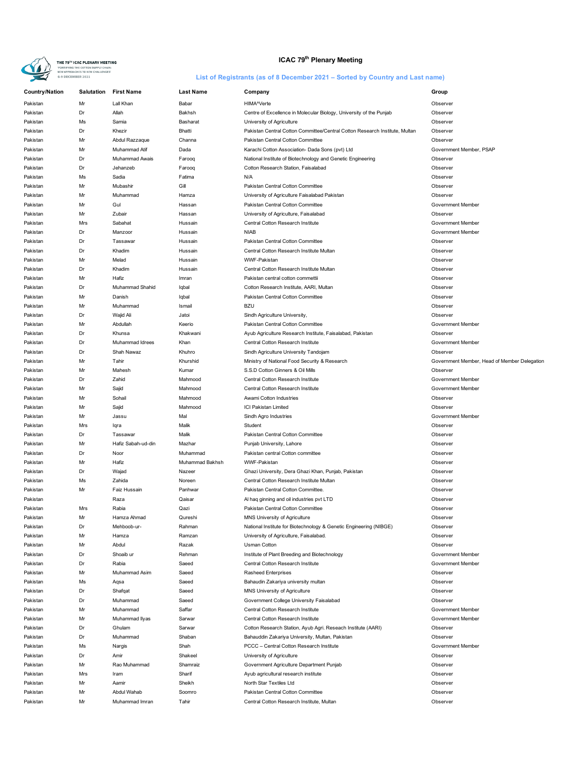# ICAC 79th Plenary Meeting

## List of Registrants (as of 8 December 2021 – Sorted by Country and Last name)

| Country/Nation | Salutation | First Name | Last Name | Company | Group |
|---|---|---|---|---|---|
| Pakistan | Mr | Lall Khan | Babar | HIMA^Verte | Observer |
| Pakistan | Dr | Allah | Bakhsh | Centre of Excellence in Molecular Biology, University of the Punjab | Observer |
| Pakistan | Ms | Samia | Basharat | University of Agriculture | Observer |
| Pakistan | Dr | Khezir | Bhatti | Pakistan Central Cotton Committee/Central Cotton Research Institute, Multan | Observer |
| Pakistan | Mr | Abdul Razzaque | Channa | Pakistan Central Cotton Committee | Observer |
| Pakistan | Mr | Muhammad Atif | Dada | Karachi Cotton Association- Dada Sons (pvt) Ltd | Government Member, PSAP |
| Pakistan | Dr | Muhammad Awais | Farooq | National Institute of Biotechnology and Genetic Engineering | Observer |
| Pakistan | Dr | Jehanzeb | Farooq | Cotton Research Station, Faisalabad | Observer |
| Pakistan | Ms | Sadia | Fatima | N/A | Observer |
| Pakistan | Mr | Mubashir | Gill | Pakistan Central Cotton Committee | Observer |
| Pakistan | Mr | Muhammad | Hamza | University of Agriculture Faisalabad Pakistan | Observer |
| Pakistan | Mr | Gul | Hassan | Pakistan Central Cotton Committee | Government Member |
| Pakistan | Mr | Zubair | Hassan | University of Agriculture, Faisalabad | Observer |
| Pakistan | Mrs | Sabahat | Hussain | Central Cotton Research Institute | Government Member |
| Pakistan | Dr | Manzoor | Hussain | NIAB | Government Member |
| Pakistan | Dr | Tassawar | Hussain | Pakistan Central Cotton Committee | Observer |
| Pakistan | Dr | Khadim | Hussain | Central Cotton Research Institute Multan | Observer |
| Pakistan | Mr | Melad | Hussain | WWF-Pakistan | Observer |
| Pakistan | Dr | Khadim | Hussain | Central Cotton Research Institute Multan | Observer |
| Pakistan | Mr | Hafiz | Imran | Pakistan central cotton commettii | Observer |
| Pakistan | Dr | Muhammad Shahid | Iqbal | Cotton Research Institute, AARI, Multan | Observer |
| Pakistan | Mr | Danish | Iqbal | Pakistan Central Cotton Committee | Observer |
| Pakistan | Mr | Muhammad | Ismail | BZU | Observer |
| Pakistan | Dr | Wajid Ali | Jatoi | Sindh Agriculture University, | Observer |
| Pakistan | Mr | Abdullah | Keerio | Pakistan Central Cotton Committee | Government Member |
| Pakistan | Dr | Khunsa | Khakwani | Ayub Agriculture Research Institute, Faisalabad, Pakistan | Observer |
| Pakistan | Dr | Muhammad Idrees | Khan | Central Cotton Research Institute | Government Member |
| Pakistan | Dr | Shah Nawaz | Khuhro | Sindh Agriculture University Tandojam | Observer |
| Pakistan | Mr | Tahir | Khurshid | Ministry of National Food Security & Research | Government Member, Head of Member Delegation |
| Pakistan | Mr | Mahesh | Kumar | S.S.D Cotton Ginners & Oil Mills | Observer |
| Pakistan | Dr | Zahid | Mahmood | Central Cotton Research Institute | Government Member |
| Pakistan | Mr | Sajid | Mahmood | Central Cotton Research Institute | Government Member |
| Pakistan | Mr | Sohail | Mahmood | Awami Cotton Industries | Observer |
| Pakistan | Mr | Sajid | Mahmood | ICI Pakistan Limited | Observer |
| Pakistan | Mr | Jassu | Mal | Sindh Agro Industries | Government Member |
| Pakistan | Mrs | Iqra | Malik | Student | Observer |
| Pakistan | Dr | Tassawar | Malik | Pakistan Central Cotton Committee | Observer |
| Pakistan | Mr | Hafiz Sabah-ud-din | Mazhar | Punjab University, Lahore | Observer |
| Pakistan | Dr | Noor | Muhammad | Pakistan central Cotton committee | Observer |
| Pakistan | Mr | Hafiz | Muhammad Bakhsh | WWF-Pakistan | Observer |
| Pakistan | Dr | Wajad | Nazeer | Ghazi University, Dera Ghazi Khan, Punjab, Pakistan | Observer |
| Pakistan | Ms | Zahida | Noreen | Central Cotton Research Institute Multan | Observer |
| Pakistan | Mr | Faiz Hussain | Panhwar | Pakistan Central Cotton Committee. | Observer |
| Pakistan | | Raza | Qaisar | Al haq ginning and oil industries pvt LTD | Observer |
| Pakistan | Mrs | Rabia | Qazi | Pakistan Central Cotton Committee | Observer |
| Pakistan | Mr | Hamza Ahmad | Qureshi | MNS University of Agriculture | Observer |
| Pakistan | Dr | Mehboob-ur- | Rahman | National Institute for Biotechnology & Genetic Engineering (NIBGE) | Observer |
| Pakistan | Mr | Hamza | Ramzan | University of Agriculture, Faisalabad. | Observer |
| Pakistan | Mr | Abdul | Razak | Usman Cotton | Observer |
| Pakistan | Dr | Shoaib ur | Rehman | Institute of Plant Breeding and Biotechnology | Government Member |
| Pakistan | Dr | Rabia | Saeed | Central Cotton Research Institute | Government Member |
| Pakistan | Mr | Muhammad Asim | Saeed | Rasheed Enterprises | Observer |
| Pakistan | Ms | Aqsa | Saeed | Bahaudin Zakariya university multan | Observer |
| Pakistan | Dr | Shafqat | Saeed | MNS University of Agriculture | Observer |
| Pakistan | Dr | Muhammad | Saeed | Government College University Faisalabad | Observer |
| Pakistan | Mr | Muhammad | Saffar | Central Cotton Research Institute | Government Member |
| Pakistan | Mr | Muhammad Ilyas | Sarwar | Central Cotton Research Institute | Government Member |
| Pakistan | Dr | Ghulam | Sarwar | Cotton Research Station, Ayub Agri. Reseach Institute (AARI) | Observer |
| Pakistan | Dr | Muhammad | Shaban | Bahauddin Zakariya University, Multan, Pakistan | Observer |
| Pakistan | Ms | Nargis | Shah | PCCC – Central Cotton Research Institute | Government Member |
| Pakistan | Dr | Amir | Shakeel | University of Agriculture | Observer |
| Pakistan | Mr | Rao Muhammad | Shamraiz | Government Agriculture Department Punjab | Observer |
| Pakistan | Mrs | Iram | Sharif | Ayub agricultural research institute | Observer |
| Pakistan | Mr | Aamir | Sheikh | North Star Textiles Ltd | Observer |
| Pakistan | Mr | Abdul Wahab | Soomro | Pakistan Central Cotton Committee | Observer |
| Pakistan | Mr | Muhammad Imran | Tahir | Central Cotton Research Institute, Multan | Observer |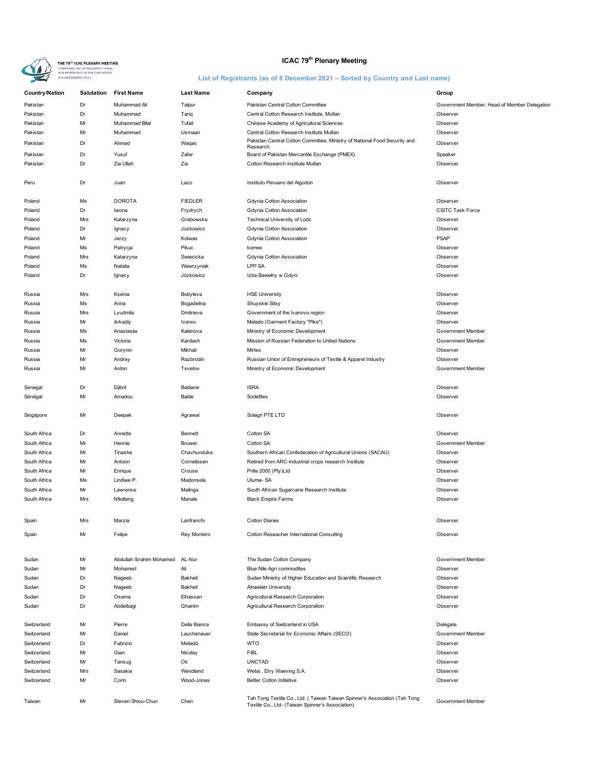# ICAC 79th Plenary Meeting

## List of Registrants (as of 8 December 2021 – Sorted by Country and Last name)

| Country/Nation | Salutation | First Name | Last Name | Company | Group |
|---|---|---|---|---|---|
| Pakistan | Dr | Muhammad Ali | Talpur | Pakistan Central Cotton Committee | Government Member, Head of Member Delegation |
| Pakistan | Dr | Muhammad | Tariq | Central Cotton Research Institute, Multan | Observer |
| Pakistan | Mr | Muhammad Bilal | Tufail | Chinese Academy of Agricultural Sciences | Observer |
| Pakistan | Mr | Muhammad | Usmaan | Central Cotton Research Institute Multan | Observer |
| Pakistan | Dr | Ahmad | Waqas | Pakistan Central Cotton Committee, Ministry of National Food Security and Research. | Observer |
| Pakistan | Dr | Yusuf | Zafar | Board of Pakistan Mercantile Exchange (PMEX) | Speaker |
| Pakistan | Dr | Zia Ullah | Zia | Cotton Research Institute Multan | Observer |
| Peru | Dr | Juan | Lazo | Instituto Peruano del Algodon | Observer |
| Poland | Ms | DOROTA | FIEDLER | Gdynia Cotton Association | Observer |
| Poland | Dr | Iwona | Frydrych | Gdynia Cotton Association | CSITC Task Force |
| Poland | Mrs | Katarzyna | Grabowska | Technical University of Lodz | Observer |
| Poland | Dr | Ignacy | Jozkowicz | Gdynia Cotton Association | Observer |
| Poland | Mr | Jerzy | Kotwas | Gdynia Cotton Association | PSAP |
| Poland | Ms | Patrycja | Pikuc | komex | Observer |
| Poland | Mrs | Katarzyna | Swiecicka | Gdynia Cotton Association | Observer |
| Poland | Ms | Natalia | Wawrzyniak | LPP SA | Observer |
| Poland | Dr | Ignacy | Józkowicz | Izba Bawelny w Gdyni | Observer |
| Russia | Mrs | Ksenia | Bobyleva | HSE University | Observer |
| Russia | Ms | Anna | Bogadelina | Shuyskie Sitsy | Observer |
| Russia | Mrs | Lyudmila | Dmitrieva | Government of the Ivanovo region | Observer |
| Russia | Mr | Arkadiy | Ivanov | Melado (Garment Factory "Pike") | Observer |
| Russia | Ms | Anastasiia | Kalenova | Ministry of Economic Development | Government Member |
| Russia | Ms | Victoria | Kardash | Mission of Russian Federation to United Nations | Government Member |
| Russia | Mr | Gorynin | Mikhail | Mirtex | Observer |
| Russia | Mr | Andrey | Razbrodin | Russian Union of Entrepreneurs of Textile & Apparel Industry | Observer |
| Russia | Mr | Anton | Tsvetov | Ministry of Economic Development | Government Member |
| Senegal | Dr | Djibril | Badiane | ISRA | Observer |
| Sénégal | Mr | Amadou | Balde | Sodefitex | Observer |
| Singapore | Mr | Deepak | Agrawal | Solagri PTE LTD | Observer |
| South Africa | Dr | Annette | Bennett | Cotton SA | Observer |
| South Africa | Mr | Hennie | Bruwer | Cotton SA | Government Member |
| South Africa | Mr | Tinashe | Chavhunduka | Southern African Confederation of Agricultural Unions (SACAU) | Observer |
| South Africa | Mr | Antoon | Cornelissen | Retired from ARC-industrial crops research Institute | Observer |
| South Africa | Mr | Enrique | Crouse | Prilla 2000 (Pty)Ltd | Observer |
| South Africa | Ms | Lindiwe P. | Madonsela | Uluma- SA | Observer |
| South Africa | Mr | Lawrence | Malinga | South African Sugarcane Research Institute | Observer |
| South Africa | Mrs | Ntlotleng | Manale | Black Empire Farms | Observer |
| Spain | Mrs | Marzia | Lanfranchi | Cotton Diaries | Observer |
| Spain | Mr | Felipe | Rey Montero | Cotton Reseacher International Consulting | Observer |
| Sudan | Mr | Abdullah Ibrahim Mohamed | AL-Nur | The Sudan Cotton Company | Government Member |
| Sudan | Mr | Mohamed | Ali | Blue Nile Agri commodites | Observer |
| Sudan | Dr | Nageeb | Bakheit | Sudan Ministry of Higher Education and Scientific Research | Observer |
| Sudan | Dr | Nageeb | Bakheit | Alneelain University | Observer |
| Sudan | Dr | Osama | Elhassan | Agricultural Research Corporation | Observer |
| Sudan | Dr | Abdelbagi | Ghanim | Agricultural Research Corporation | Observer |
| Switzerland | Mr | Pierre | Della Bianca | Embassy of Switzerland in USA | Delegate |
| Switzerland | Mr | Daniel | Lauchenauer | State Secretariat for Economic Affairs (SECO) | Government Member |
| Switzerland | Dr | Fabrizio | Meliadò | WTO | Observer |
| Switzerland | Mr | Gian | Nicolay | FiBL | Observer |
| Switzerland | Mr | Tansug | Ok | UNCTAD | Observer |
| Switzerland | Mrs | Sasakia | Wendland | Weba , Elvy Waeving S.A. | Observer |
| Switzerland | Mr | Corin | Wood-Jones | Better Cotton Initiative | Observer |
| Taiwan | Mr | Steven Shiou-Chun | Chen | Tah Tong Textile Co., Ltd. ( Taiwan Taiwan Spinner's Association (Tah Tong Textile Co., Ltd- (Taiwan Spinner's Association) | Government Member |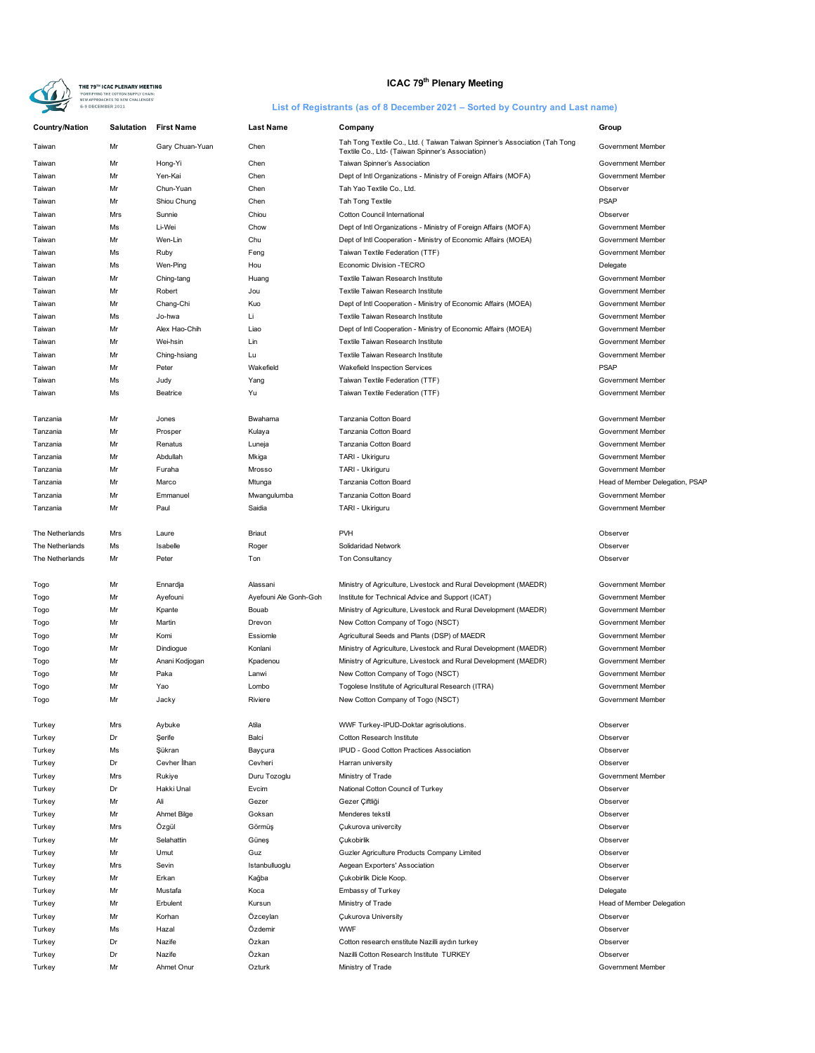# ICAC 79th Plenary Meeting

## List of Registrants (as of 8 December 2021 – Sorted by Country and Last name)

| Country/Nation | Salutation | First Name | Last Name | Company | Group |
|---|---|---|---|---|---|
| Taiwan | Mr | Gary Chuan-Yuan | Chen | Tah Tong Textile Co., Ltd. ( Taiwan Taiwan Spinner's Association (Tah Tong Textile Co., Ltd- (Taiwan Spinner's Association) | Government Member |
| Taiwan | Mr | Hong-Yi | Chen | Taiwan Spinner's Association | Government Member |
| Taiwan | Mr | Yen-Kai | Chen | Dept of Intl Organizations - Ministry of Foreign Affairs (MOFA) | Government Member |
| Taiwan | Mr | Chun-Yuan | Chen | Tah Yao Textile Co., Ltd. | Observer |
| Taiwan | Mr | Shiou Chung | Chen | Tah Tong Textile | PSAP |
| Taiwan | Mrs | Sunnie | Chiou | Cotton Council International | Observer |
| Taiwan | Ms | Li-Wei | Chow | Dept of Intl Organizations - Ministry of Foreign Affairs (MOFA) | Government Member |
| Taiwan | Mr | Wen-Lin | Chu | Dept of Intl Cooperation - Ministry of Economic Affairs (MOEA) | Government Member |
| Taiwan | Ms | Ruby | Feng | Taiwan Textile Federation (TTF) | Government Member |
| Taiwan | Ms | Wen-Ping | Hou | Economic Division -TECRO | Delegate |
| Taiwan | Mr | Ching-tang | Huang | Textile Taiwan Research Institute | Government Member |
| Taiwan | Mr | Robert | Jou | Textile Taiwan Research Institute | Government Member |
| Taiwan | Mr | Chang-Chi | Kuo | Dept of Intl Cooperation - Ministry of Economic Affairs (MOEA) | Government Member |
| Taiwan | Ms | Jo-hwa | Li | Textile Taiwan Research Institute | Government Member |
| Taiwan | Mr | Alex Hao-Chih | Liao | Dept of Intl Cooperation - Ministry of Economic Affairs (MOEA) | Government Member |
| Taiwan | Mr | Wei-hsin | Lin | Textile Taiwan Research Institute | Government Member |
| Taiwan | Mr | Ching-hsiang | Lu | Textile Taiwan Research Institute | Government Member |
| Taiwan | Mr | Peter | Wakefield | Wakefield Inspection Services | PSAP |
| Taiwan | Ms | Judy | Yang | Taiwan Textile Federation (TTF) | Government Member |
| Taiwan | Ms | Beatrice | Yu | Taiwan Textile Federation (TTF) | Government Member |
| Tanzania | Mr | Jones | Bwahama | Tanzania Cotton Board | Government Member |
| Tanzania | Mr | Prosper | Kulaya | Tanzania Cotton Board | Government Member |
| Tanzania | Mr | Renatus | Luneja | Tanzania Cotton Board | Government Member |
| Tanzania | Mr | Abdullah | Mkiga | TARI - Ukiriguru | Government Member |
| Tanzania | Mr | Furaha | Mrosso | TARI - Ukiriguru | Government Member |
| Tanzania | Mr | Marco | Mtunga | Tanzania Cotton Board | Head of Member Delegation, PSAP |
| Tanzania | Mr | Emmanuel | Mwangulumba | Tanzania Cotton Board | Government Member |
| Tanzania | Mr | Paul | Saidia | TARI - Ukiriguru | Government Member |
| The Netherlands | Mrs | Laure | Briaut | PVH | Observer |
| The Netherlands | Ms | Isabelle | Roger | Solidaridad Network | Observer |
| The Netherlands | Mr | Peter | Ton | Ton Consultancy | Observer |
| Togo | Mr | Ennardja | Alassani | Ministry of Agriculture, Livestock and Rural Development (MAEDR) | Government Member |
| Togo | Mr | Ayefouni | Ayefouni Ale Gonh-Goh | Institute for Technical Advice and Support (ICAT) | Government Member |
| Togo | Mr | Kpante | Bouab | Ministry of Agriculture, Livestock and Rural Development (MAEDR) | Government Member |
| Togo | Mr | Martin | Drevon | New Cotton Company of Togo (NSCT) | Government Member |
| Togo | Mr | Komi | Essiomle | Agricultural Seeds and Plants (DSP) of MAEDR | Government Member |
| Togo | Mr | Dindiogue | Konlani | Ministry of Agriculture, Livestock and Rural Development (MAEDR) | Government Member |
| Togo | Mr | Anani Kodjogan | Kpadenou | Ministry of Agriculture, Livestock and Rural Development (MAEDR) | Government Member |
| Togo | Mr | Paka | Lanwi | New Cotton Company of Togo (NSCT) | Government Member |
| Togo | Mr | Yao | Lombo | Togolese Institute of Agricultural Research (ITRA) | Government Member |
| Togo | Mr | Jacky | Riviere | New Cotton Company of Togo (NSCT) | Government Member |
| Turkey | Mrs | Aybuke | Atila | WWF Turkey-IPUD-Doktar agrisolutions. | Observer |
| Turkey | Dr | Şerife | Balci | Cotton Research Institute | Observer |
| Turkey | Ms | Şükran | Bayçura | IPUD - Good Cotton Practices Association | Observer |
| Turkey | Dr | Cevher İlhan | Cevheri | Harran university | Observer |
| Turkey | Mrs | Rukiye | Duru Tozoglu | Ministry of Trade | Government Member |
| Turkey | Dr | Hakki Unal | Evcim | National Cotton Council of Turkey | Observer |
| Turkey | Mr | Ali | Gezer | Gezer Çiftliği | Observer |
| Turkey | Mr | Ahmet Bilge | Goksan | Menderes tekstil | Observer |
| Turkey | Mrs | Özgül | Görmüş | Çukurova univercity | Observer |
| Turkey | Mr | Selahattin | Güneş | Çukobirlik | Observer |
| Turkey | Mr | Umut | Guz | Guzler Agriculture Products Company Limited | Observer |
| Turkey | Mrs | Sevin | Istanbulluoglu | Aegean Exporters' Association | Observer |
| Turkey | Mr | Erkan | Kağba | Çukobirlik Dicle Koop. | Observer |
| Turkey | Mr | Mustafa | Koca | Embassy of Turkey | Delegate |
| Turkey | Mr | Erbulent | Kursun | Ministry of Trade | Head of Member Delegation |
| Turkey | Mr | Korhan | Özceylan | Çukurova University | Observer |
| Turkey | Ms | Hazal | Özdemir | WWF | Observer |
| Turkey | Dr | Nazife | Özkan | Cotton research enstitute Nazilli aydın turkey | Observer |
| Turkey | Dr | Nazife | Özkan | Nazilli Cotton Research Institute TURKEY | Observer |
| Turkey | Mr | Ahmet Onur | Ozturk | Ministry of Trade | Government Member |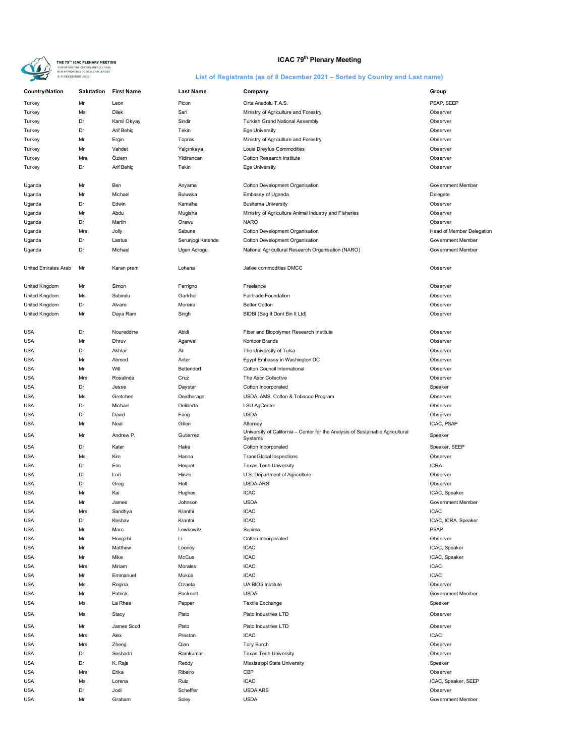# ICAC 79th Plenary Meeting

## List of Registrants (as of 8 December 2021 – Sorted by Country and Last name)

| Country/Nation | Salutation | First Name | Last Name | Company | Group |
|---|---|---|---|---|---|
| Turkey | Mr | Leon | Picon | Orta Anadolu T.A.S. | PSAP, SEEP |
| Turkey | Ms | Dilek | Sari | Ministry of Agriculture and Forestry | Observer |
| Turkey | Dr | Kamil Okyay | Sindir | Turkish Grand National Assembly | Observer |
| Turkey | Dr | Arif Behiç | Tekin | Ege University | Observer |
| Turkey | Mr | Ergin | Toprak | Ministry of Agriculture and Forestry | Observer |
| Turkey | Mr | Vahdet | Yalçınkaya | Louis Dreyfus Commodities | Observer |
| Turkey | Mrs | Özlem | Yildirancan | Cotton Research Institute | Observer |
| Turkey | Dr | Arif Behiç | Tekin | Ege University | Observer |
| Uganda | Mr | Ben | Anyama | Cotton Development Organisation | Government Member |
| Uganda | Mr | Michael | Bulwaka | Embassy of Uganda | Delegate |
| Uganda | Dr | Edwin | Kamalha | Busitema University | Observer |
| Uganda | Mr | Abdu | Mugisha | Ministry of Agriculture Animal Industry and Fisheries | Observer |
| Uganda | Dr | Martin | Orawu | NARO | Observer |
| Uganda | Mrs | Jolly | Sabune | Cotton Development Organisation | Head of Member Delegation |
| Uganda | Dr | Lastus | Serunjogi Katende | Cotton Development Organisation | Government Member |
| Uganda | Dr | Michael | Ugen Adrogu | National Agricultural Research Organisation (NARO) | Government Member |
| United Emirates Arab | Mr | Karan prem | Lohana | Jatlee commodities DMCC | Observer |
| United Kingdom | Mr | Simon | Ferrigno | Freelance | Observer |
| United Kingdom | Ms | Subindu | Garkhel | Fairtrade Foundation | Observer |
| United Kingdom | Dr | Alvaro | Moreira | Better Cotton | Observer |
| United Kingdom | Mr | Daya Ram | Singh | BIDBI (Bag It Dont Bin It Ltd) | Observer |
| USA | Dr | Noureddine | Abidi | Fiber and Biopolymer Research Institute | Observer |
| USA | Mr | Dhruv | Agarwal | Kontoor Brands | Observer |
| USA | Dr | Akhtar | Ali | The University of Tulsa | Observer |
| USA | Mr | Ahmed | Anter | Egypt Embassy in Washington DC | Observer |
| USA | Mr | Will | Bettendorf | Cotton Council International | Observer |
| USA | Mrs | Rosalinda | Cruz | The Asor Collective | Observer |
| USA | Dr | Jesse | Daystar | Cotton Incorporated | Speaker |
| USA | Ms | Gretchen | Deatherage | USDA, AMS, Cotton & Tobacco Program | Observer |
| USA | Dr | Michael | Deliberto | LSU AgCenter | Observer |
| USA | Dr | David | Fang | USDA | Observer |
| USA | Mr | Neal | Gillen | Attorney | ICAC, PSAP |
| USA | Mr | Andrew P. | Gutierrez | University of California – Center for the Analysis of Sustainable Agricultural Systems | Speaker |
| USA | Dr | Kater | Hake | Cotton Incorporated | Speaker, SEEP |
| USA | Ms | Kim | Hanna | TransGlobal Inspections | Observer |
| USA | Dr | Eric | Hequet | Texas Tech University | ICRA |
| USA | Dr | Lori | Hinze | U.S. Department of Agriculture | Observer |
| USA | Dr | Greg | Holt | USDA-ARS | Observer |
| USA | Mr | Kai | Hughes | ICAC | ICAC, Speaker |
| USA | Mr | James | Johnson | USDA | Government Member |
| USA | Mrs | Sandhya | Kranthi | ICAC | ICAC |
| USA | Dr | Keshav | Kranthi | ICAC | ICAC, ICRA, Speaker |
| USA | Mr | Marc | Lewkowitz | Supima | PSAP |
| USA | Mr | Hongzhi | Li | Cotton Incorporated | Observer |
| USA | Mr | Matthew | Looney | ICAC | ICAC, Speaker |
| USA | Mr | Mike | McCue | ICAC | ICAC, Speaker |
| USA | Mrs | Miriam | Morales | ICAC | ICAC |
| USA | Mr | Emmanuel | Mukua | ICAC | ICAC |
| USA | Ms | Regina | Ozaeta | UA BIO5 Institute | Observer |
| USA | Mr | Patrick | Packnett | USDA | Government Member |
| USA | Ms | La Rhea | Pepper | Textile Exchange | Speaker |
| USA | Ms | Stacy | Plato | Plato Industries LTD | Observer |
| USA | Mr | James Scott | Plato | Plato Industries LTD | Observer |
| USA | Mrs | Alex | Preston | ICAC | ICAC |
| USA | Mrs | Zheng | Qian | Tory Burch | Observer |
| USA | Dr | Seshadri | Ramkumar | Texas Tech University | Observer |
| USA | Dr | K. Raja | Reddy | Mississippi State University | Speaker |
| USA | Mrs | Erika | Ribeiro | CBP | Observer |
| USA | Ms | Lorena | Ruiz | ICAC | ICAC, Speaker, SEEP |
| USA | Dr | Jodi | Scheffler | USDA ARS | Observer |
| USA | Mr | Graham | Soley | USDA | Government Member |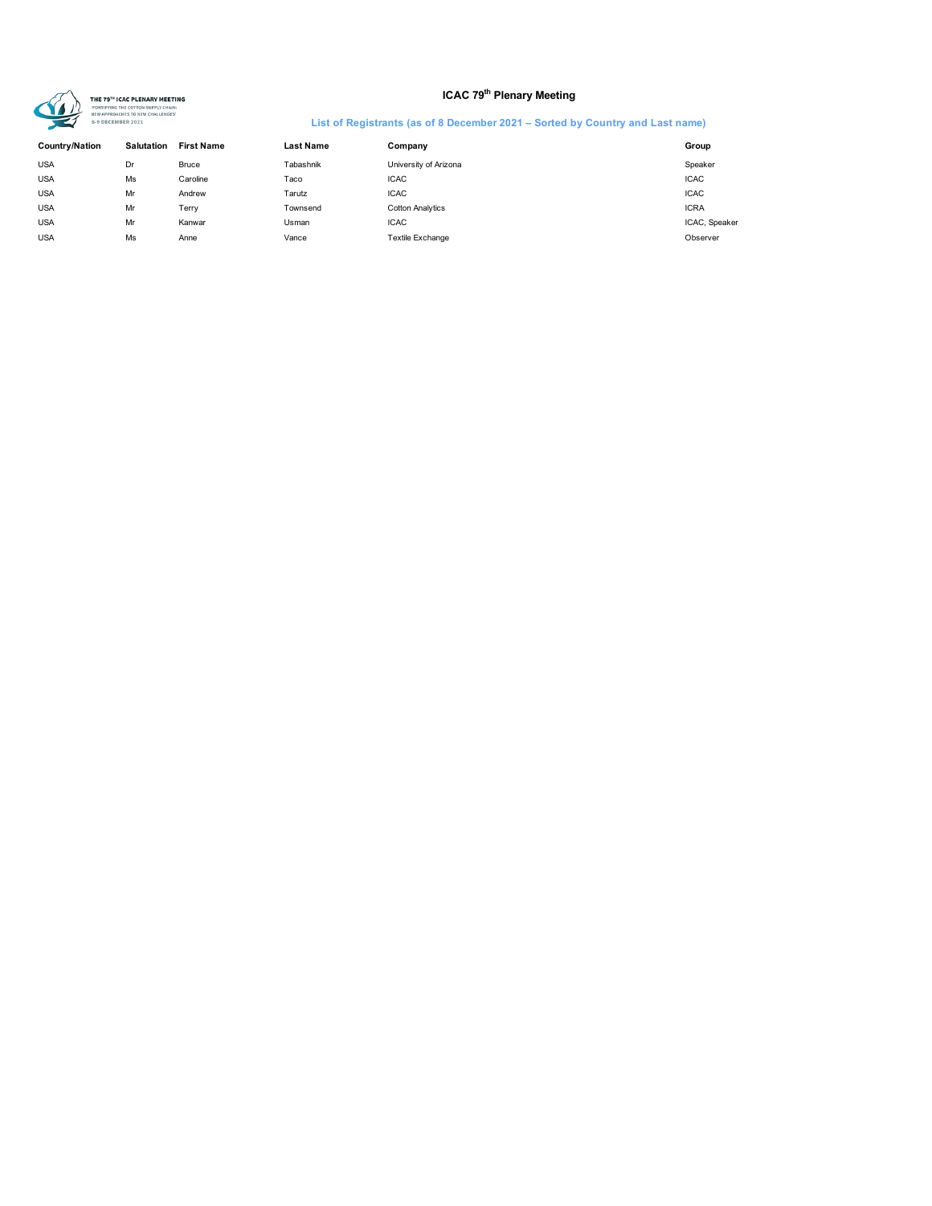THE 79TH ICAC PLENARY MEETING
'FORTIFYING THE COTTON SUPPLY CHAIN: NEW APPROACHES TO NEW CHALLENGES'
6-9 DECEMBER 2021

# ICAC 79th Plenary Meeting

## List of Registrants (as of 8 December 2021 – Sorted by Country and Last name)

| Country/Nation | Salutation | First Name | Last Name | Company | Group |
|---|---|---|---|---|---|
| USA | Dr | Bruce | Tabashnik | University of Arizona | Speaker |
| USA | Ms | Caroline | Taco | ICAC | ICAC |
| USA | Mr | Andrew | Tarutz | ICAC | ICAC |
| USA | Mr | Terry | Townsend | Cotton Analytics | ICRA |
| USA | Mr | Kanwar | Usman | ICAC | ICAC, Speaker |
| USA | Ms | Anne | Vance | Textile Exchange | Observer |